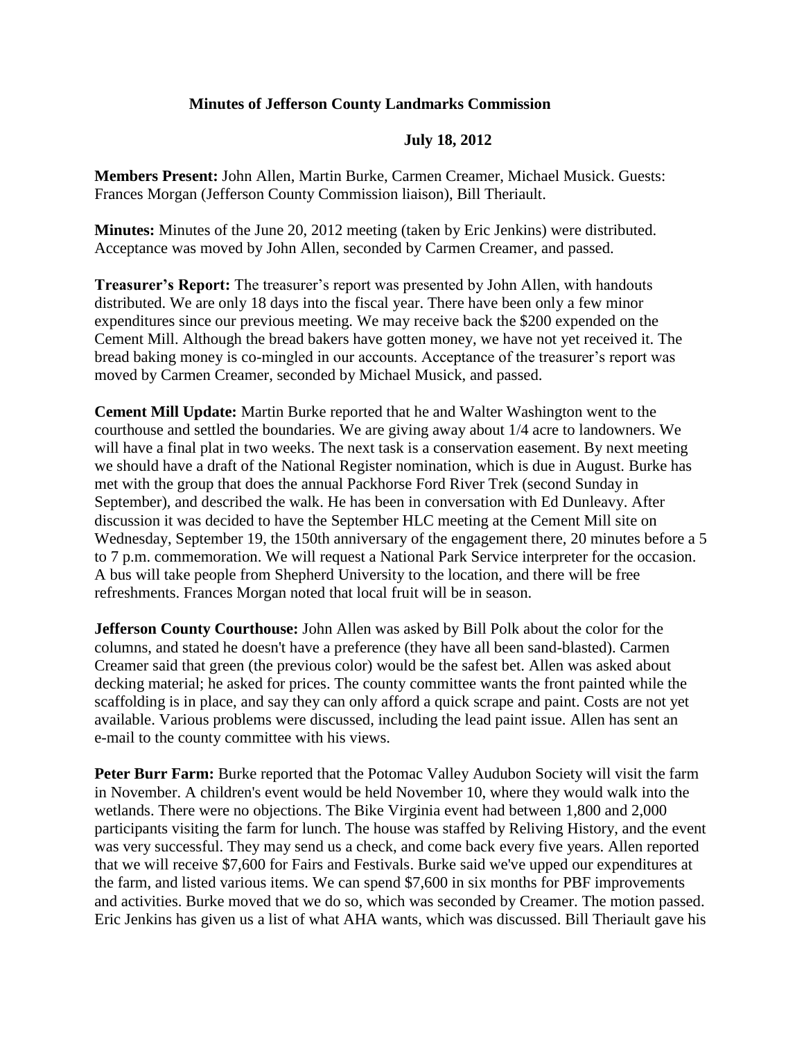# Minutes of Jefferson County Landmarks Commission

## July 18, 2012

**Members Present:** John Allen, Martin Burke, Carmen Creamer, Michael Musick. Guests: Frances Morgan (Jefferson County Commission liaison), Bill Theriault.

**Minutes:** Minutes of the June 20, 2012 meeting (taken by Eric Jenkins) were distributed. Acceptance was moved by John Allen, seconded by Carmen Creamer, and passed.

**Treasurer's Report:** The treasurer's report was presented by John Allen, with handouts distributed. We are only 18 days into the fiscal year. There have been only a few minor expenditures since our previous meeting. We may receive back the $200 expended on the Cement Mill. Although the bread bakers have gotten money, we have not yet received it. The bread baking money is co-mingled in our accounts. Acceptance of the treasurer's report was moved by Carmen Creamer, seconded by Michael Musick, and passed.

**Cement Mill Update:** Martin Burke reported that he and Walter Washington went to the courthouse and settled the boundaries. We are giving away about 1/4 acre to landowners. We will have a final plat in two weeks. The next task is a conservation easement. By next meeting we should have a draft of the National Register nomination, which is due in August. Burke has met with the group that does the annual Packhorse Ford River Trek (second Sunday in September), and described the walk. He has been in conversation with Ed Dunleavy. After discussion it was decided to have the September HLC meeting at the Cement Mill site on Wednesday, September 19, the 150th anniversary of the engagement there, 20 minutes before a 5 to 7 p.m. commemoration. We will request a National Park Service interpreter for the occasion. A bus will take people from Shepherd University to the location, and there will be free refreshments. Frances Morgan noted that local fruit will be in season.

**Jefferson County Courthouse:** John Allen was asked by Bill Polk about the color for the columns, and stated he doesn't have a preference (they have all been sand-blasted). Carmen Creamer said that green (the previous color) would be the safest bet. Allen was asked about decking material; he asked for prices. The county committee wants the front painted while the scaffolding is in place, and say they can only afford a quick scrape and paint. Costs are not yet available. Various problems were discussed, including the lead paint issue. Allen has sent an e-mail to the county committee with his views.

**Peter Burr Farm:** Burke reported that the Potomac Valley Audubon Society will visit the farm in November. A children's event would be held November 10, where they would walk into the wetlands. There were no objections. The Bike Virginia event had between 1,800 and 2,000 participants visiting the farm for lunch. The house was staffed by Reliving History, and the event was very successful. They may send us a check, and come back every five years. Allen reported that we will receive $7,600 for Fairs and Festivals. Burke said we've upped our expenditures at the farm, and listed various items. We can spend $7,600 in six months for PBF improvements and activities. Burke moved that we do so, which was seconded by Creamer. The motion passed. Eric Jenkins has given us a list of what AHA wants, which was discussed. Bill Theriault gave his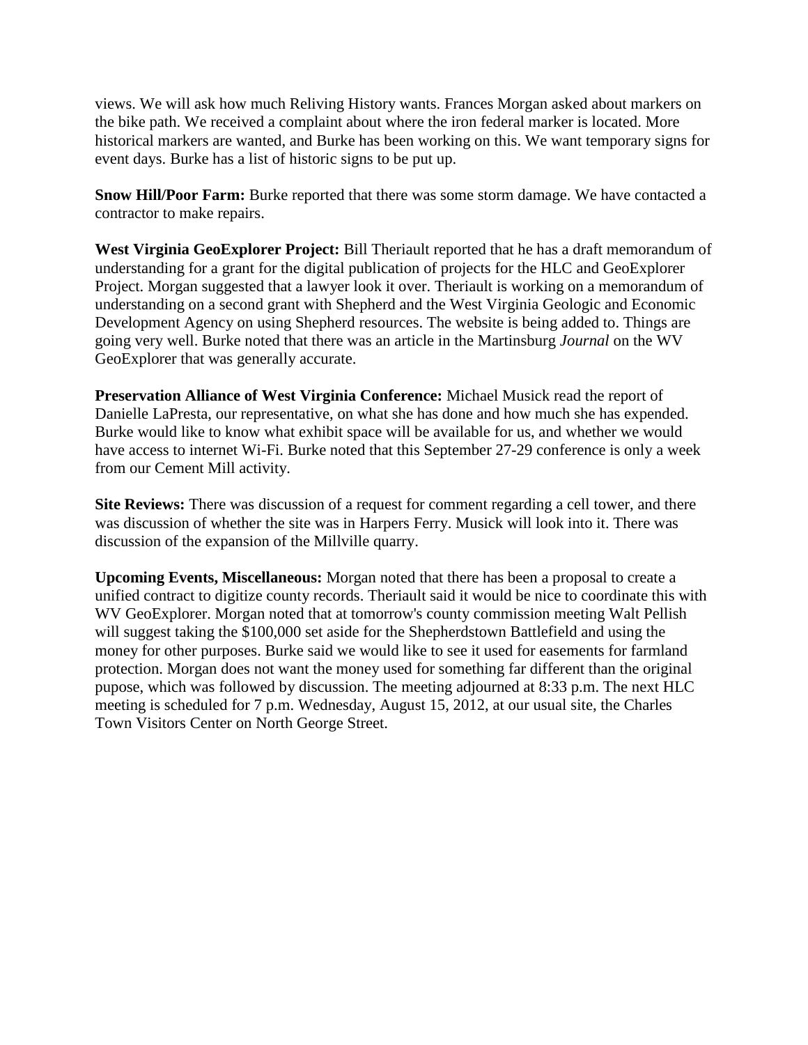views. We will ask how much Reliving History wants. Frances Morgan asked about markers on the bike path. We received a complaint about where the iron federal marker is located. More historical markers are wanted, and Burke has been working on this. We want temporary signs for event days. Burke has a list of historic signs to be put up.

**Snow Hill/Poor Farm:** Burke reported that there was some storm damage. We have contacted a contractor to make repairs.

**West Virginia GeoExplorer Project:** Bill Theriault reported that he has a draft memorandum of understanding for a grant for the digital publication of projects for the HLC and GeoExplorer Project. Morgan suggested that a lawyer look it over. Theriault is working on a memorandum of understanding on a second grant with Shepherd and the West Virginia Geologic and Economic Development Agency on using Shepherd resources. The website is being added to. Things are going very well. Burke noted that there was an article in the Martinsburg *Journal* on the WV GeoExplorer that was generally accurate.

**Preservation Alliance of West Virginia Conference:** Michael Musick read the report of Danielle LaPresta, our representative, on what she has done and how much she has expended. Burke would like to know what exhibit space will be available for us, and whether we would have access to internet Wi-Fi. Burke noted that this September 27-29 conference is only a week from our Cement Mill activity.

**Site Reviews:** There was discussion of a request for comment regarding a cell tower, and there was discussion of whether the site was in Harpers Ferry. Musick will look into it. There was discussion of the expansion of the Millville quarry.

**Upcoming Events, Miscellaneous:** Morgan noted that there has been a proposal to create a unified contract to digitize county records. Theriault said it would be nice to coordinate this with WV GeoExplorer. Morgan noted that at tomorrow's county commission meeting Walt Pellish will suggest taking the $100,000 set aside for the Shepherdstown Battlefield and using the money for other purposes. Burke said we would like to see it used for easements for farmland protection. Morgan does not want the money used for something far different than the original pupose, which was followed by discussion. The meeting adjourned at 8:33 p.m. The next HLC meeting is scheduled for 7 p.m. Wednesday, August 15, 2012, at our usual site, the Charles Town Visitors Center on North George Street.